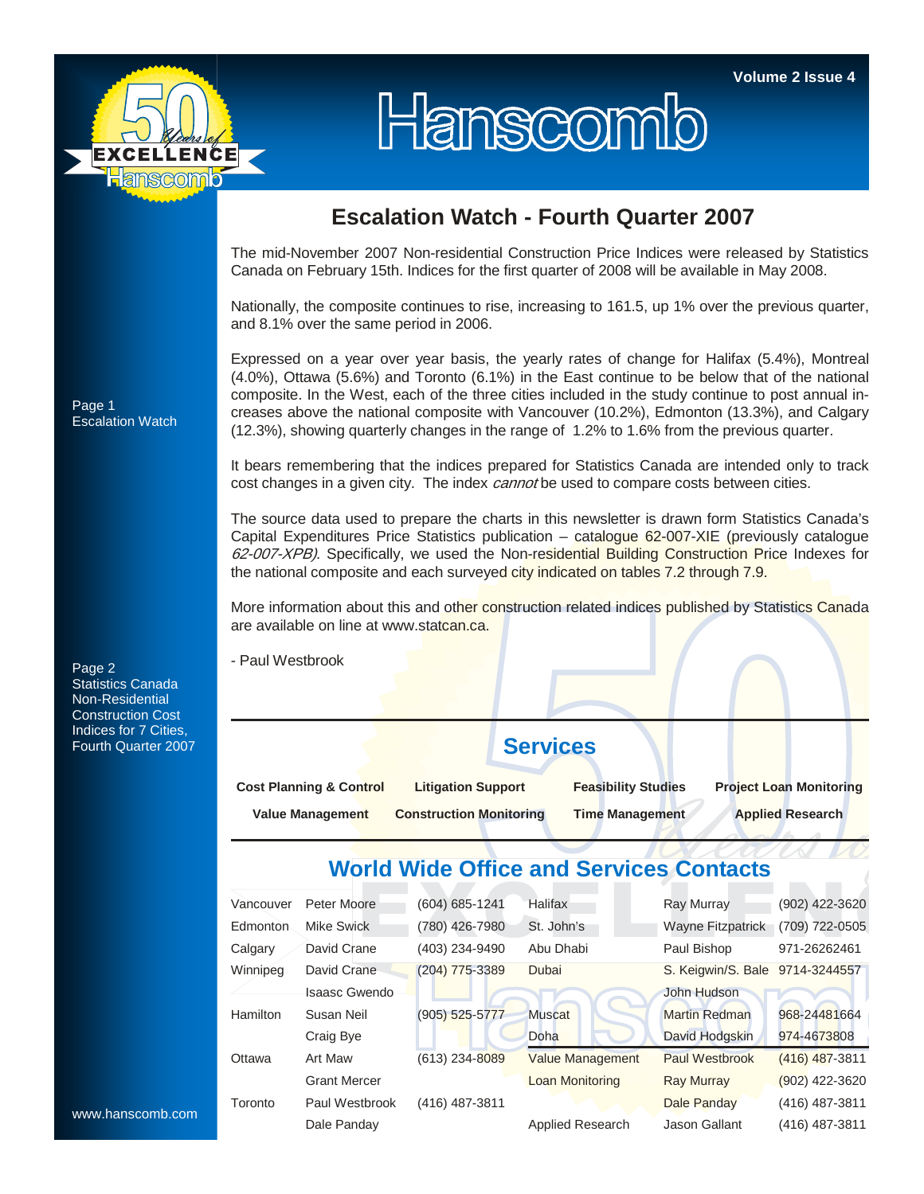# Hanscomb

Volume 2 Issue 4

Page 1
Escalation Watch

Page 2
Statistics Canada Non-Residential Construction Cost Indices for 7 Cities, Fourth Quarter 2007

## Escalation Watch - Fourth Quarter 2007

The mid-November 2007 Non-residential Construction Price Indices were released by Statistics Canada on February 15th. Indices for the first quarter of 2008 will be available in May 2008.

Nationally, the composite continues to rise, increasing to 161.5, up 1% over the previous quarter, and 8.1% over the same period in 2006.

Expressed on a year over year basis, the yearly rates of change for Halifax (5.4%), Montreal (4.0%), Ottawa (5.6%) and Toronto (6.1%) in the East continue to be below that of the national composite. In the West, each of the three cities included in the study continue to post annual increases above the national composite with Vancouver (10.2%), Edmonton (13.3%), and Calgary (12.3%), showing quarterly changes in the range of 1.2% to 1.6% from the previous quarter.

It bears remembering that the indices prepared for Statistics Canada are intended only to track cost changes in a given city. The index *cannot* be used to compare costs between cities.

The source data used to prepare the charts in this newsletter is drawn form Statistics Canada's Capital Expenditures Price Statistics publication – catalogue 62-007-XIE (previously catalogue *62-007-XPB)*. Specifically, we used the Non-residential Building Construction Price Indexes for the national composite and each surveyed city indicated on tables 7.2 through 7.9.

More information about this and other construction related indices published by Statistics Canada are available on line at www.statcan.ca.

- Paul Westbrook

## Services

| | | | |
|---|---|---|---|
| **Cost Planning & Control** | **Litigation Support** | **Feasibility Studies** | **Project Loan Monitoring** |
| **Value Management** | **Construction Monitoring** | **Time Management** | **Applied Research** |

## World Wide Office and Services Contacts

| | | | | | |
|---|---|---|---|---|---|
| Vancouver | Peter Moore | (604) 685-1241 | Halifax | Ray Murray | (902) 422-3620 |
| Edmonton | Mike Swick | (780) 426-7980 | St. John's | Wayne Fitzpatrick | (709) 722-0505 |
| Calgary | David Crane | (403) 234-9490 | Abu Dhabi | Paul Bishop | 971-26262461 |
| Winnipeg | David Crane | (204) 775-3389 | Dubai | S. Keigwin/S. Bale | 9714-3244557 |
| | Isaasc Gwendo | | | John Hudson | |
| Hamilton | Susan Neil | (905) 525-5777 | Muscat | Martin Redman | 968-24481664 |
| | Craig Bye | | Doha | David Hodgskin | 974-4673808 |
| Ottawa | Art Maw | (613) 234-8089 | Value Management | Paul Westbrook | (416) 487-3811 |
| | Grant Mercer | | Loan Monitoring | Ray Murray | (902) 422-3620 |
| Toronto | Paul Westbrook | (416) 487-3811 | | Dale Panday | (416) 487-3811 |
| | Dale Panday | | Applied Research | Jason Gallant | (416) 487-3811 |

www.hanscomb.com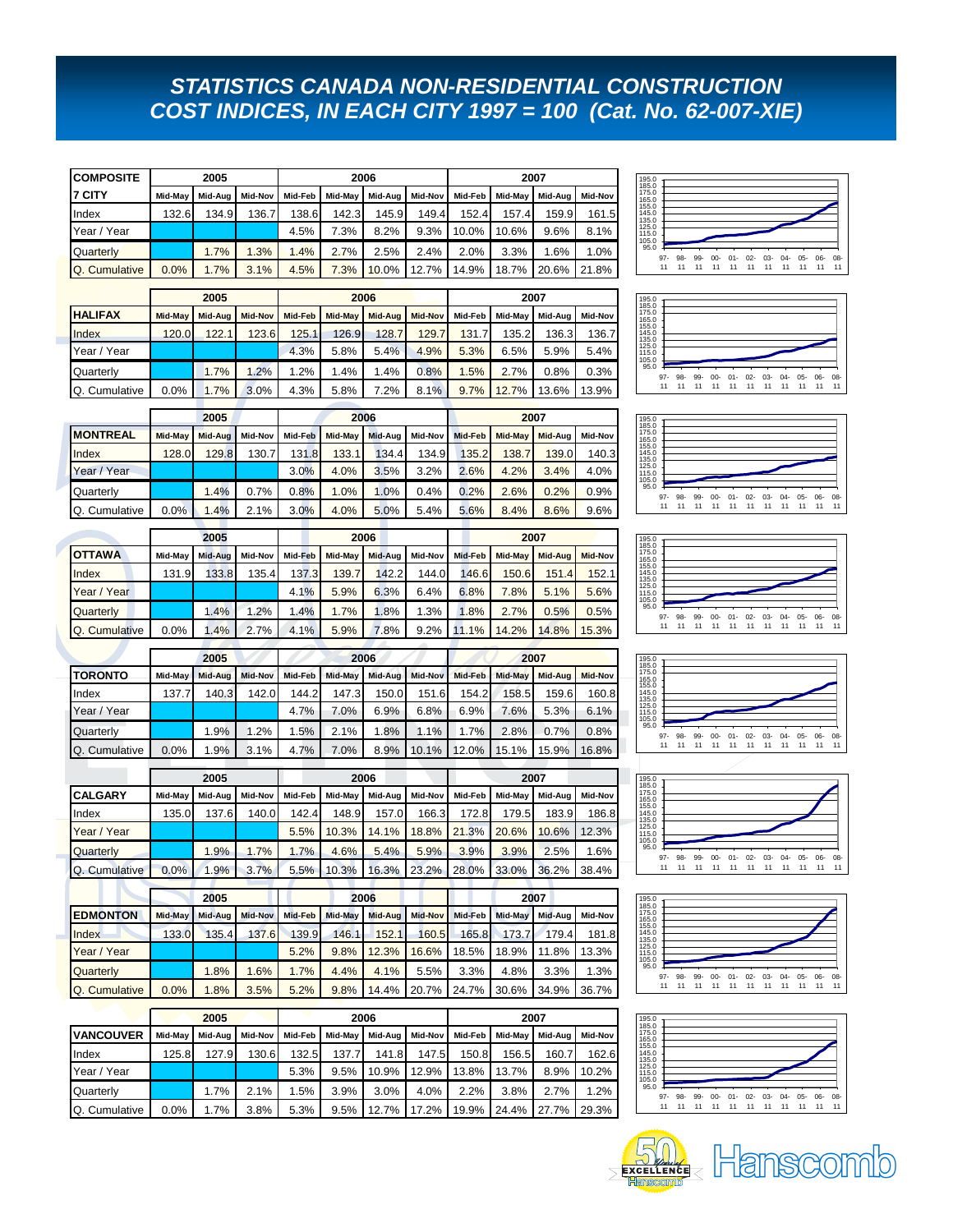# STATISTICS CANADA NON-RESIDENTIAL CONSTRUCTION COST INDICES, IN EACH CITY 1997 = 100 (Cat. No. 62-007-XIE)

| COMPOSITE | 2005 | | | 2006 | | | | 2007 | | | |
|---|---|---|---|---|---|---|---|---|---|---|---|
| 7 CITY | Mid-May | Mid-Aug | Mid-Nov | Mid-Feb | Mid-May | Mid-Aug | Mid-Nov | Mid-Feb | Mid-May | Mid-Aug | Mid-Nov |
| Index | 132.6 | 134.9 | 136.7 | 138.6 | 142.3 | 145.9 | 149.4 | 152.4 | 157.4 | 159.9 | 161.5 |
| Year / Year | | | | 4.5% | 7.3% | 8.2% | 9.3% | 10.0% | 10.6% | 9.6% | 8.1% |
| Quarterly | | 1.7% | 1.3% | 1.4% | 2.7% | 2.5% | 2.4% | 2.0% | 3.3% | 1.6% | 1.0% |
| Q. Cumulative | 0.0% | 1.7% | 3.1% | 4.5% | 7.3% | 10.0% | 12.7% | 14.9% | 18.7% | 20.6% | 21.8% |

195.0
185.0
175.0
165.0
155.0
145.0
135.0
125.0
115.0
105.0
95.0
97-11 98-11 99-11 00-11 01-11 02-11 03-11 04-11 05-11 06-11 08-11

| HALIFAX | 2005 | | | 2006 | | | | 2007 | | | |
|---|---|---|---|---|---|---|---|---|---|---|---|
| | Mid-May | Mid-Aug | Mid-Nov | Mid-Feb | Mid-May | Mid-Aug | Mid-Nov | Mid-Feb | Mid-May | Mid-Aug | Mid-Nov |
| Index | 120.0 | 122.1 | 123.6 | 125.1 | 126.9 | 128.7 | 129.7 | 131.7 | 135.2 | 136.3 | 136.7 |
| Year / Year | | | | 4.3% | 5.8% | 5.4% | 4.9% | 5.3% | 6.5% | 5.9% | 5.4% |
| Quarterly | | 1.7% | 1.2% | 1.2% | 1.4% | 1.4% | 0.8% | 1.5% | 2.7% | 0.8% | 0.3% |
| Q. Cumulative | 0.0% | 1.7% | 3.0% | 4.3% | 5.8% | 7.2% | 8.1% | 9.7% | 12.7% | 13.6% | 13.9% |

195.0
185.0
175.0
165.0
155.0
145.0
135.0
125.0
115.0
105.0
95.0
97-11 98-11 99-11 00-11 01-11 02-11 03-11 04-11 05-11 06-11 08-11

| MONTREAL | 2005 | | | 2006 | | | | 2007 | | | |
|---|---|---|---|---|---|---|---|---|---|---|---|
| | Mid-May | Mid-Aug | Mid-Nov | Mid-Feb | Mid-May | Mid-Aug | Mid-Nov | Mid-Feb | Mid-May | Mid-Aug | Mid-Nov |
| Index | 128.0 | 129.8 | 130.7 | 131.8 | 133.1 | 134.4 | 134.9 | 135.2 | 138.7 | 139.0 | 140.3 |
| Year / Year | | | | 3.0% | 4.0% | 3.5% | 3.2% | 2.6% | 4.2% | 3.4% | 4.0% |
| Quarterly | | 1.4% | 0.7% | 0.8% | 1.0% | 1.0% | 0.4% | 0.2% | 2.6% | 0.2% | 0.9% |
| Q. Cumulative | 0.0% | 1.4% | 2.1% | 3.0% | 4.0% | 5.0% | 5.4% | 5.6% | 8.4% | 8.6% | 9.6% |

195.0
185.0
175.0
165.0
155.0
145.0
135.0
125.0
115.0
105.0
95.0
97-11 98-11 99-11 00-11 01-11 02-11 03-11 04-11 05-11 06-11 08-11

| OTTAWA | 2005 | | | 2006 | | | | 2007 | | | |
|---|---|---|---|---|---|---|---|---|---|---|---|
| | Mid-May | Mid-Aug | Mid-Nov | Mid-Feb | Mid-May | Mid-Aug | Mid-Nov | Mid-Feb | Mid-May | Mid-Aug | Mid-Nov |
| Index | 131.9 | 133.8 | 135.4 | 137.3 | 139.7 | 142.2 | 144.0 | 146.6 | 150.6 | 151.4 | 152.1 |
| Year / Year | | | | 4.1% | 5.9% | 6.3% | 6.4% | 6.8% | 7.8% | 5.1% | 5.6% |
| Quarterly | | 1.4% | 1.2% | 1.4% | 1.7% | 1.8% | 1.3% | 1.8% | 2.7% | 0.5% | 0.5% |
| Q. Cumulative | 0.0% | 1.4% | 2.7% | 4.1% | 5.9% | 7.8% | 9.2% | 11.1% | 14.2% | 14.8% | 15.3% |

195.0
185.0
175.0
165.0
155.0
145.0
135.0
125.0
115.0
105.0
95.0
97-11 98-11 99-11 00-11 01-11 02-11 03-11 04-11 05-11 06-11 08-11

| TORONTO | 2005 | | | 2006 | | | | 2007 | | | |
|---|---|---|---|---|---|---|---|---|---|---|---|
| | Mid-May | Mid-Aug | Mid-Nov | Mid-Feb | Mid-May | Mid-Aug | Mid-Nov | Mid-Feb | Mid-May | Mid-Aug | Mid-Nov |
| Index | 137.7 | 140.3 | 142.0 | 144.2 | 147.3 | 150.0 | 151.6 | 154.2 | 158.5 | 159.6 | 160.8 |
| Year / Year | | | | 4.7% | 7.0% | 6.9% | 6.8% | 6.9% | 7.6% | 5.3% | 6.1% |
| Quarterly | | 1.9% | 1.2% | 1.5% | 2.1% | 1.8% | 1.1% | 1.7% | 2.8% | 0.7% | 0.8% |
| Q. Cumulative | 0.0% | 1.9% | 3.1% | 4.7% | 7.0% | 8.9% | 10.1% | 12.0% | 15.1% | 15.9% | 16.8% |

195.0
185.0
175.0
165.0
155.0
145.0
135.0
125.0
115.0
105.0
95.0
97-11 98-11 99-11 00-11 01-11 02-11 03-11 04-11 05-11 06-11 08-11

| CALGARY | 2005 | | | 2006 | | | | 2007 | | | |
|---|---|---|---|---|---|---|---|---|---|---|---|
| | Mid-May | Mid-Aug | Mid-Nov | Mid-Feb | Mid-May | Mid-Aug | Mid-Nov | Mid-Feb | Mid-May | Mid-Aug | Mid-Nov |
| Index | 135.0 | 137.6 | 140.0 | 142.4 | 148.9 | 157.0 | 166.3 | 172.8 | 179.5 | 183.9 | 186.8 |
| Year / Year | | | | 5.5% | 10.3% | 14.1% | 18.8% | 21.3% | 20.6% | 10.6% | 12.3% |
| Quarterly | | 1.9% | 1.7% | 1.7% | 4.6% | 5.4% | 5.9% | 3.9% | 3.9% | 2.5% | 1.6% |
| Q. Cumulative | 0.0% | 1.9% | 3.7% | 5.5% | 10.3% | 16.3% | 23.2% | 28.0% | 33.0% | 36.2% | 38.4% |

195.0
185.0
175.0
165.0
155.0
145.0
135.0
125.0
115.0
105.0
95.0
97-11 98-11 99-11 00-11 01-11 02-11 03-11 04-11 05-11 06-11 08-11

| EDMONTON | 2005 | | | 2006 | | | | 2007 | | | |
|---|---|---|---|---|---|---|---|---|---|---|---|
| | Mid-May | Mid-Aug | Mid-Nov | Mid-Feb | Mid-May | Mid-Aug | Mid-Nov | Mid-Feb | Mid-May | Mid-Aug | Mid-Nov |
| Index | 133.0 | 135.4 | 137.6 | 139.9 | 146.1 | 152.1 | 160.5 | 165.8 | 173.7 | 179.4 | 181.8 |
| Year / Year | | | | 5.2% | 9.8% | 12.3% | 16.6% | 18.5% | 18.9% | 11.8% | 13.3% |
| Quarterly | | 1.8% | 1.6% | 1.7% | 4.4% | 4.1% | 5.5% | 3.3% | 4.8% | 3.3% | 1.3% |
| Q. Cumulative | 0.0% | 1.8% | 3.5% | 5.2% | 9.8% | 14.4% | 20.7% | 24.7% | 30.6% | 34.9% | 36.7% |

195.0
185.0
175.0
165.0
155.0
145.0
135.0
125.0
115.0
105.0
95.0
97-11 98-11 99-11 00-11 01-11 02-11 03-11 04-11 05-11 06-11 08-11

| VANCOUVER | 2005 | | | 2006 | | | | 2007 | | | |
|---|---|---|---|---|---|---|---|---|---|---|---|
| | Mid-May | Mid-Aug | Mid-Nov | Mid-Feb | Mid-May | Mid-Aug | Mid-Nov | Mid-Feb | Mid-May | Mid-Aug | Mid-Nov |
| Index | 125.8 | 127.9 | 130.6 | 132.5 | 137.7 | 141.8 | 147.5 | 150.8 | 156.5 | 160.7 | 162.6 |
| Year / Year | | | | 5.3% | 9.5% | 10.9% | 12.9% | 13.8% | 13.7% | 8.9% | 10.2% |
| Quarterly | | 1.7% | 2.1% | 1.5% | 3.9% | 3.0% | 4.0% | 2.2% | 3.8% | 2.7% | 1.2% |
| Q. Cumulative | 0.0% | 1.7% | 3.8% | 5.3% | 9.5% | 12.7% | 17.2% | 19.9% | 24.4% | 27.7% | 29.3% |

195.0
185.0
175.0
165.0
155.0
145.0
135.0
125.0
115.0
105.0
95.0
97-11 98-11 99-11 00-11 01-11 02-11 03-11 04-11 05-11 06-11 08-11

50 Years of EXCELLENCE Hanscomb

Hanscomb